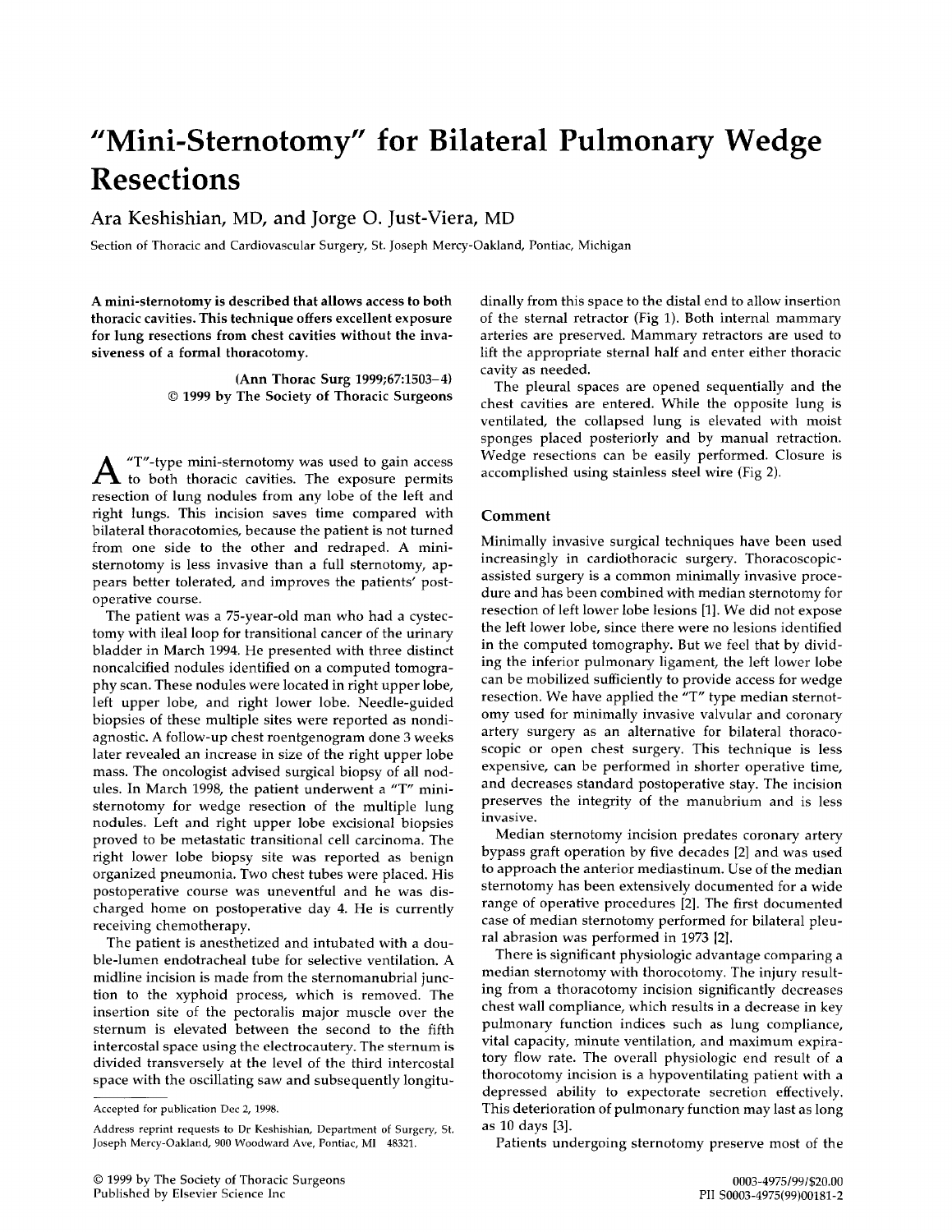# "Mini-Sternotomy" for Bilateral Pulmonary Wedge Resections

## Ara Keshishian, MD, and Jorge O. Just-Viera, MD

Section of Thoracic and Cardiovascular Surgery, St. Joseph Mercy-Oakland, Pontiac, Michigan

**A mini-sternotomy is described that allows access to both thoracic cavities. This technique offers excellent exposure for lung resections from chest cavities without the invasiveness of a formal thoracotomy.**

(Ann Thorac Surg 1999;67:1503–4)
© 1999 by The Society of Thoracic Surgeons

A "T"-type mini-sternotomy was used to gain access to both thoracic cavities. The exposure permits resection of lung nodules from any lobe of the left and right lungs. This incision saves time compared with bilateral thoracotomies, because the patient is not turned from one side to the other and redraped. A mini-sternotomy is less invasive than a full sternotomy, appears better tolerated, and improves the patients' postoperative course.

The patient was a 75-year-old man who had a cystectomy with ileal loop for transitional cancer of the urinary bladder in March 1994. He presented with three distinct noncalcified nodules identified on a computed tomography scan. These nodules were located in right upper lobe, left upper lobe, and right lower lobe. Needle-guided biopsies of these multiple sites were reported as nondiagnostic. A follow-up chest roentgenogram done 3 weeks later revealed an increase in size of the right upper lobe mass. The oncologist advised surgical biopsy of all nodules. In March 1998, the patient underwent a "T" mini-sternotomy for wedge resection of the multiple lung nodules. Left and right upper lobe excisional biopsies proved to be metastatic transitional cell carcinoma. The right lower lobe biopsy site was reported as benign organized pneumonia. Two chest tubes were placed. His postoperative course was uneventful and he was discharged home on postoperative day 4. He is currently receiving chemotherapy.

The patient is anesthetized and intubated with a double-lumen endotracheal tube for selective ventilation. A midline incision is made from the sternomanubrial junction to the xyphoid process, which is removed. The insertion site of the pectoralis major muscle over the sternum is elevated between the second to the fifth intercostal space using the electrocautery. The sternum is divided transversely at the level of the third intercostal space with the oscillating saw and subsequently longitudinally from this space to the distal end to allow insertion of the sternal retractor (Fig 1). Both internal mammary arteries are preserved. Mammary retractors are used to lift the appropriate sternal half and enter either thoracic cavity as needed.

The pleural spaces are opened sequentially and the chest cavities are entered. While the opposite lung is ventilated, the collapsed lung is elevated with moist sponges placed posteriorly and by manual retraction. Wedge resections can be easily performed. Closure is accomplished using stainless steel wire (Fig 2).

## Comment

Minimally invasive surgical techniques have been used increasingly in cardiothoracic surgery. Thoracoscopic-assisted surgery is a common minimally invasive procedure and has been combined with median sternotomy for resection of left lower lobe lesions [1]. We did not expose the left lower lobe, since there were no lesions identified in the computed tomography. But we feel that by dividing the inferior pulmonary ligament, the left lower lobe can be mobilized sufficiently to provide access for wedge resection. We have applied the "T" type median sternotomy used for minimally invasive valvular and coronary artery surgery as an alternative for bilateral thoracoscopic or open chest surgery. This technique is less expensive, can be performed in shorter operative time, and decreases standard postoperative stay. The incision preserves the integrity of the manubrium and is less invasive.

Median sternotomy incision predates coronary artery bypass graft operation by five decades [2] and was used to approach the anterior mediastinum. Use of the median sternotomy has been extensively documented for a wide range of operative procedures [2]. The first documented case of median sternotomy performed for bilateral pleural abrasion was performed in 1973 [2].

There is significant physiologic advantage comparing a median sternotomy with thorocotomy. The injury resulting from a thoracotomy incision significantly decreases chest wall compliance, which results in a decrease in key pulmonary function indices such as lung compliance, vital capacity, minute ventilation, and maximum expiratory flow rate. The overall physiologic end result of a thorocotomy incision is a hypoventilating patient with a depressed ability to expectorate secretion effectively. This deterioration of pulmonary function may last as long as 10 days [3].

Patients undergoing sternotomy preserve most of the

---

Accepted for publication Dec 2, 1998.

Address reprint requests to Dr Keshishian, Department of Surgery, St. Joseph Mercy-Oakland, 900 Woodward Ave, Pontiac, MI 48321.

© 1999 by The Society of Thoracic Surgeons
Published by Elsevier Science Inc

0003-4975/99/$20.00
PII S0003-4975(99)00181-2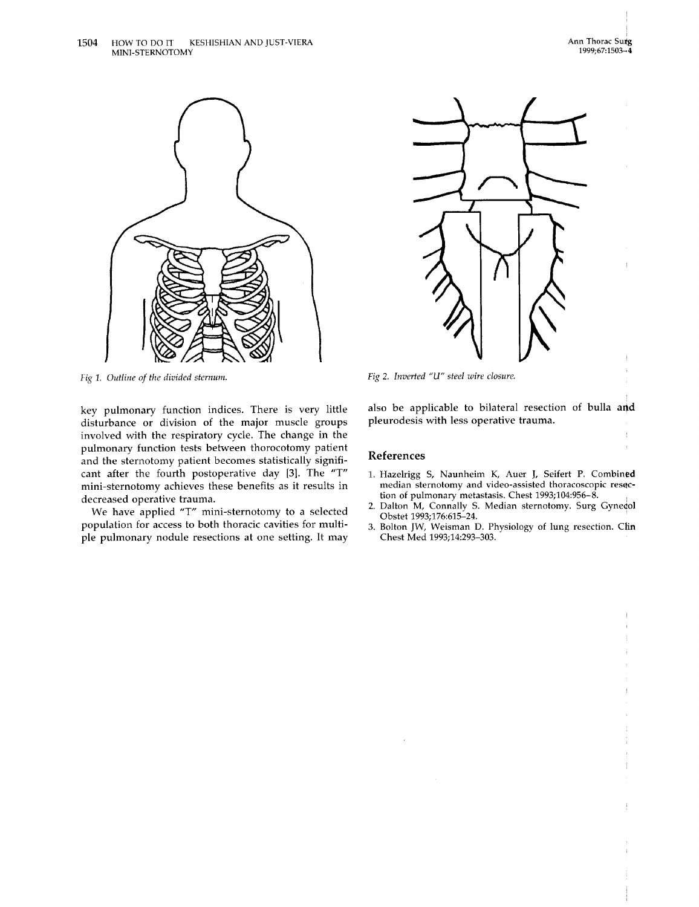Fig 1. *Outline of the divided sternum.*

Fig 2. *Inverted "U" steel wire closure.*

key pulmonary function indices. There is very little disturbance or division of the major muscle groups involved with the respiratory cycle. The change in the pulmonary function tests between thorocotomy patient and the sternotomy patient becomes statistically significant after the fourth postoperative day [3]. The "T" mini-sternotomy achieves these benefits as it results in decreased operative trauma.

We have applied "T" mini-sternotomy to a selected population for access to both thoracic cavities for multiple pulmonary nodule resections at one setting. It may also be applicable to bilateral resection of bulla and pleurodesis with less operative trauma.

## References

1. Hazelrigg S, Naunheim K, Auer J, Seifert P. Combined median sternotomy and video-assisted thoracoscopic resection of pulmonary metastasis. Chest 1993;104:956–8.
2. Dalton M, Connally S. Median sternotomy. Surg Gynecol Obstet 1993;176:615–24.
3. Bolton JW, Weisman D. Physiology of lung resection. Clin Chest Med 1993;14:293–303.